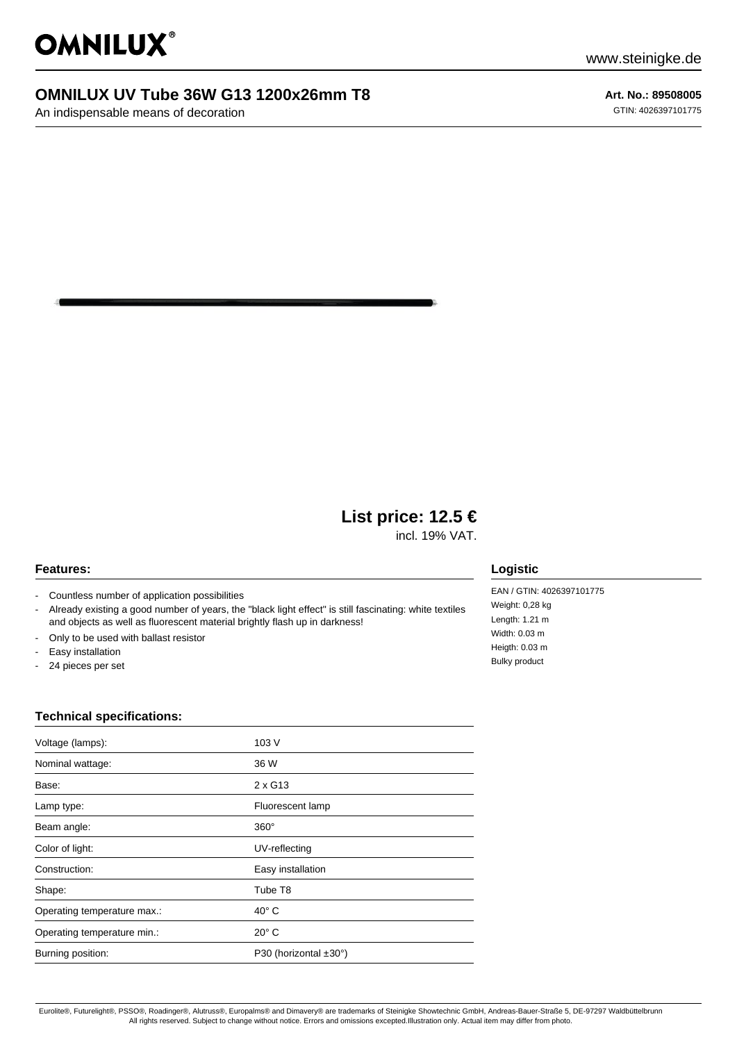# OMNILUX

www.steinigke.de

## OMNILUX UV Tube 36W G13 1200x26mm T8

An indispensable means of decoration

**Art. No.: 89508005**

GTIN: 4026397101775

## List price: 12.5 €

incl. 19% VAT.

### Features:

- Countless number of application possibilities
- Already existing a good number of years, the "black light effect" is still fascinating: white textiles and objects as well as fluorescent material brightly flash up in darkness!
- Only to be used with ballast resistor
- Easy installation
- 24 pieces per set

### Logistic

EAN / GTIN: 4026397101775
Weight: 0,28 kg
Length: 1.21 m
Width: 0.03 m
Heigth: 0.03 m
Bulky product

### Technical specifications:

| | |
|---|---|
| Voltage (lamps): | 103 V |
| Nominal wattage: | 36 W |
| Base: | 2 x G13 |
| Lamp type: | Fluorescent lamp |
| Beam angle: | 360° |
| Color of light: | UV-reflecting |
| Construction: | Easy installation |
| Shape: | Tube T8 |
| Operating temperature max.: | 40° C |
| Operating temperature min.: | 20° C |
| Burning position: | P30 (horizontal ±30°) |

Eurolite®, Futurelight®, PSSO®, Roadinger®, Alutruss®, Europalms® and Dimavery® are trademarks of Steinigke Showtechnic GmbH, Andreas-Bauer-Straße 5, DE-97297 Waldbüttelbrunn
All rights reserved. Subject to change without notice. Errors and omissions excepted.Illustration only. Actual item may differ from photo.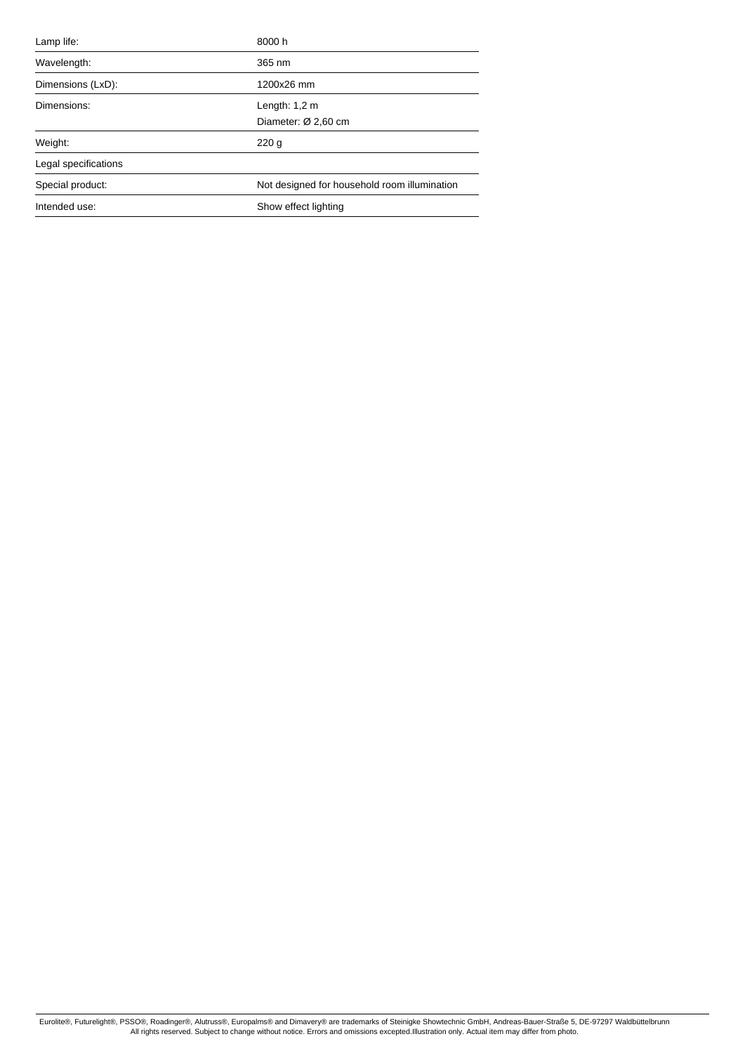| | |
|---|---|
| Lamp life: | 8000 h |
| Wavelength: | 365 nm |
| Dimensions (LxD): | 1200x26 mm |
| Dimensions: | Length: 1,2 m<br>Diameter: Ø 2,60 cm |
| Weight: | 220 g |
| Legal specifications | |
| Special product: | Not designed for household room illumination |
| Intended use: | Show effect lighting |

Eurolite®, Futurelight®, PSSO®, Roadinger®, Alutruss®, Europalms® and Dimavery® are trademarks of Steinigke Showtechnic GmbH, Andreas-Bauer-Straße 5, DE-97297 Waldbüttelbrunn
All rights reserved. Subject to change without notice. Errors and omissions excepted.Illustration only. Actual item may differ from photo.